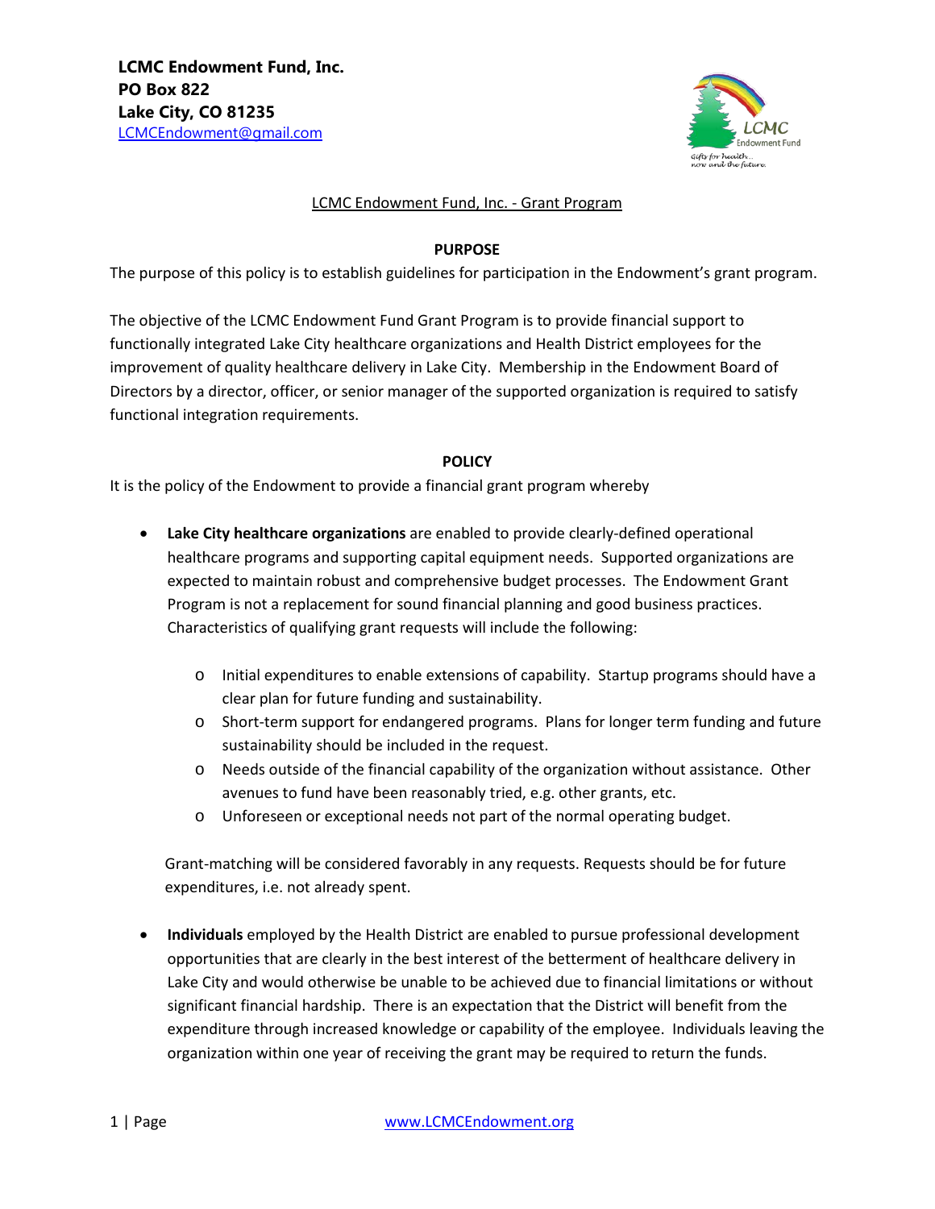**LCMC Endowment Fund, Inc.**
**PO Box 822**
**Lake City, CO 81235**
LCMCEndowment@gmail.com

LCMC Endowment Fund, Inc. - Grant Program

## PURPOSE

The purpose of this policy is to establish guidelines for participation in the Endowment's grant program.

The objective of the LCMC Endowment Fund Grant Program is to provide financial support to functionally integrated Lake City healthcare organizations and Health District employees for the improvement of quality healthcare delivery in Lake City. Membership in the Endowment Board of Directors by a director, officer, or senior manager of the supported organization is required to satisfy functional integration requirements.

## POLICY

It is the policy of the Endowment to provide a financial grant program whereby

- **Lake City healthcare organizations** are enabled to provide clearly-defined operational healthcare programs and supporting capital equipment needs. Supported organizations are expected to maintain robust and comprehensive budget processes. The Endowment Grant Program is not a replacement for sound financial planning and good business practices. Characteristics of qualifying grant requests will include the following:
    - Initial expenditures to enable extensions of capability. Startup programs should have a clear plan for future funding and sustainability.
    - Short-term support for endangered programs. Plans for longer term funding and future sustainability should be included in the request.
    - Needs outside of the financial capability of the organization without assistance. Other avenues to fund have been reasonably tried, e.g. other grants, etc.
    - Unforeseen or exceptional needs not part of the normal operating budget.

  Grant-matching will be considered favorably in any requests. Requests should be for future expenditures, i.e. not already spent.

- **Individuals** employed by the Health District are enabled to pursue professional development opportunities that are clearly in the best interest of the betterment of healthcare delivery in Lake City and would otherwise be unable to be achieved due to financial limitations or without significant financial hardship. There is an expectation that the District will benefit from the expenditure through increased knowledge or capability of the employee. Individuals leaving the organization within one year of receiving the grant may be required to return the funds.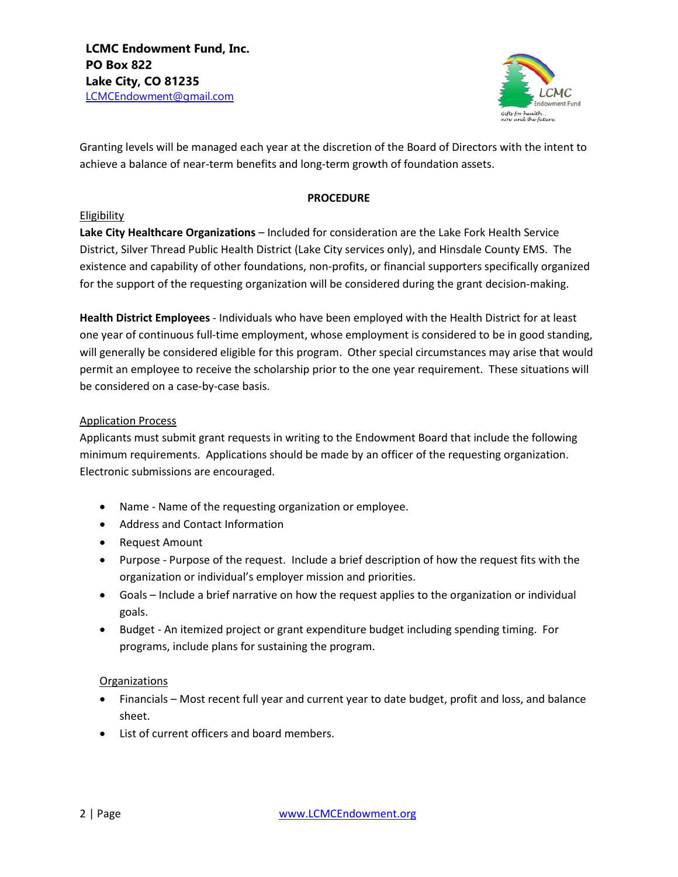Granting levels will be managed each year at the discretion of the Board of Directors with the intent to achieve a balance of near-term benefits and long-term growth of foundation assets.

## PROCEDURE

<u>Eligibility</u>

**Lake City Healthcare Organizations** – Included for consideration are the Lake Fork Health Service District, Silver Thread Public Health District (Lake City services only), and Hinsdale County EMS. The existence and capability of other foundations, non-profits, or financial supporters specifically organized for the support of the requesting organization will be considered during the grant decision-making.

**Health District Employees** - Individuals who have been employed with the Health District for at least one year of continuous full-time employment, whose employment is considered to be in good standing, will generally be considered eligible for this program. Other special circumstances may arise that would permit an employee to receive the scholarship prior to the one year requirement. These situations will be considered on a case-by-case basis.

<u>Application Process</u>

Applicants must submit grant requests in writing to the Endowment Board that include the following minimum requirements. Applications should be made by an officer of the requesting organization. Electronic submissions are encouraged.

- Name - Name of the requesting organization or employee.
- Address and Contact Information
- Request Amount
- Purpose - Purpose of the request. Include a brief description of how the request fits with the organization or individual's employer mission and priorities.
- Goals – Include a brief narrative on how the request applies to the organization or individual goals.
- Budget - An itemized project or grant expenditure budget including spending timing. For programs, include plans for sustaining the program.

<u>Organizations</u>

- Financials – Most recent full year and current year to date budget, profit and loss, and balance sheet.
- List of current officers and board members.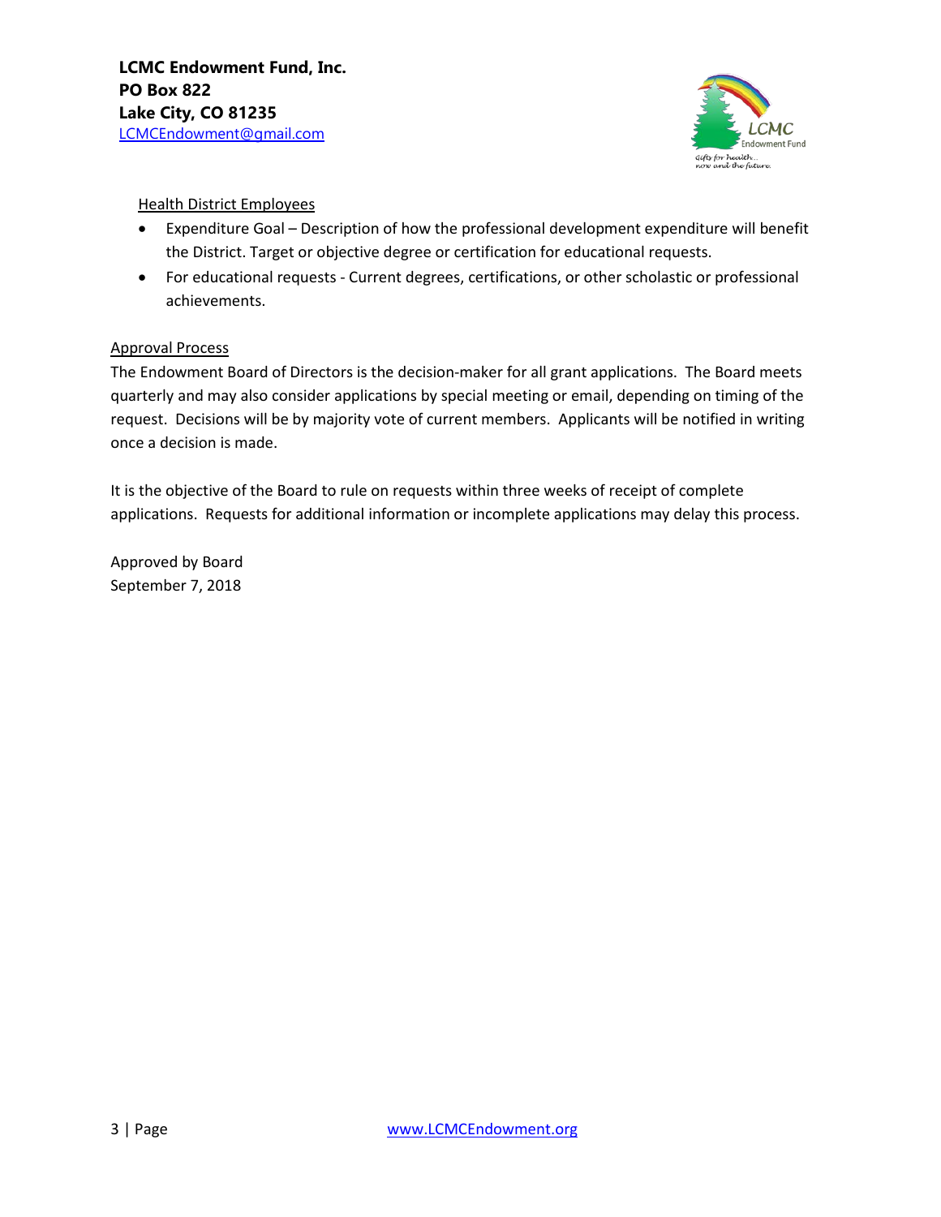**LCMC Endowment Fund, Inc.**
**PO Box 822**
**Lake City, CO 81235**
LCMCEndowment@gmail.com

Health District Employees

- Expenditure Goal – Description of how the professional development expenditure will benefit the District. Target or objective degree or certification for educational requests.
- For educational requests - Current degrees, certifications, or other scholastic or professional achievements.

Approval Process

The Endowment Board of Directors is the decision-maker for all grant applications. The Board meets quarterly and may also consider applications by special meeting or email, depending on timing of the request. Decisions will be by majority vote of current members. Applicants will be notified in writing once a decision is made.

It is the objective of the Board to rule on requests within three weeks of receipt of complete applications. Requests for additional information or incomplete applications may delay this process.

Approved by Board
September 7, 2018